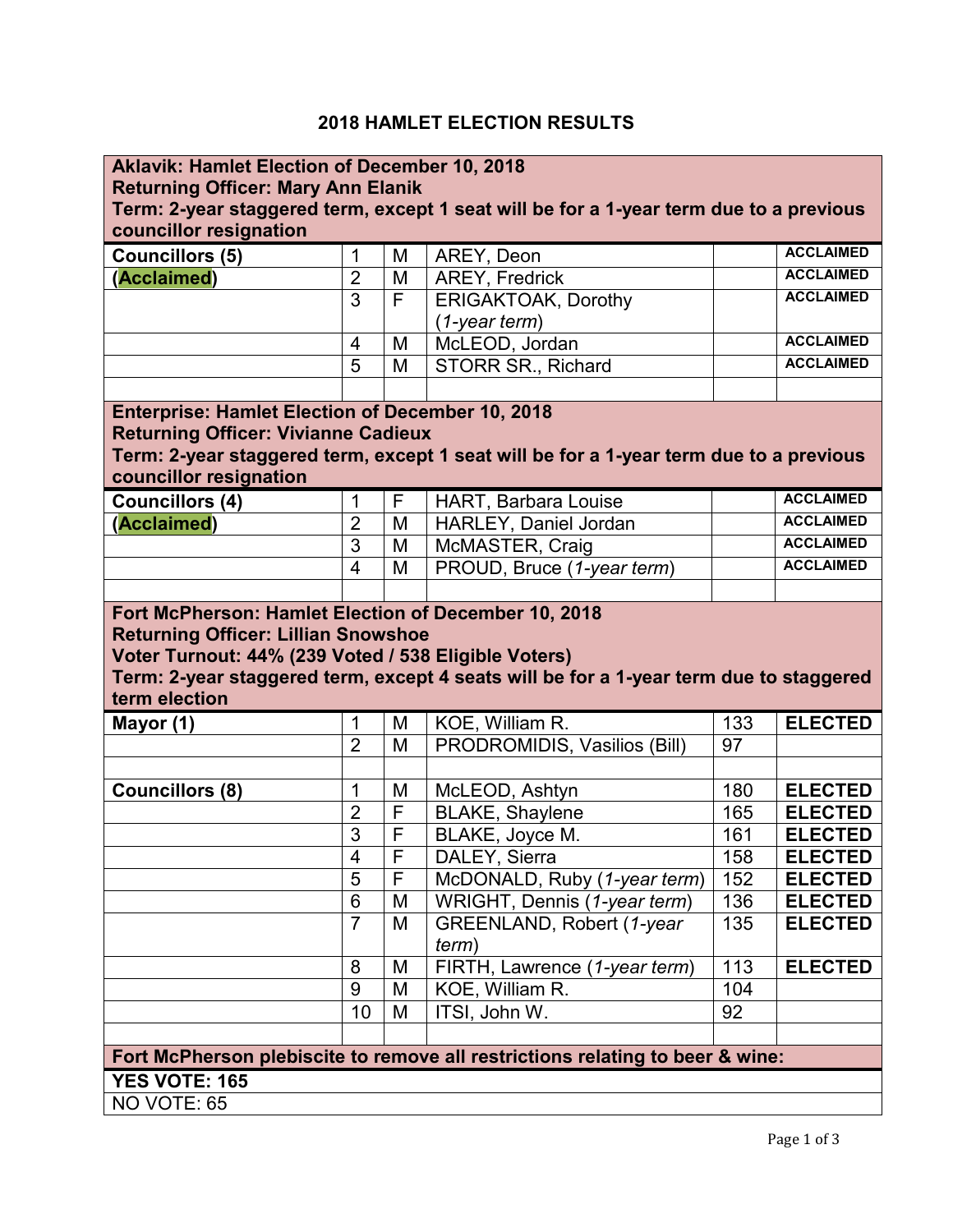# 2018 HAMLET ELECTION RESULTS

| | | | | | |
|---|---|---|---|---|---|
| **Aklavik: Hamlet Election of December 10, 2018**<br>**Returning Officer: Mary Ann Elanik**<br>**Term: 2-year staggered term, except 1 seat will be for a 1-year term due to a previous councillor resignation** | | | | | |
| **Councillors (5)** | 1 | M | AREY, Deon | | **ACCLAIMED** |
| **(Acclaimed)** | 2 | M | AREY, Fredrick | | **ACCLAIMED** |
| | 3 | F | ERIGAKTOAK, Dorothy (*1-year term*) | | **ACCLAIMED** |
| | 4 | M | McLEOD, Jordan | | **ACCLAIMED** |
| | 5 | M | STORR SR., Richard | | **ACCLAIMED** |
| | | | | | |
| **Enterprise: Hamlet Election of December 10, 2018**<br>**Returning Officer: Vivianne Cadieux**<br>**Term: 2-year staggered term, except 1 seat will be for a 1-year term due to a previous councillor resignation** | | | | | |
| **Councillors (4)** | 1 | F | HART, Barbara Louise | | **ACCLAIMED** |
| **(Acclaimed)** | 2 | M | HARLEY, Daniel Jordan | | **ACCLAIMED** |
| | 3 | M | McMASTER, Craig | | **ACCLAIMED** |
| | 4 | M | PROUD, Bruce (*1-year term*) | | **ACCLAIMED** |
| | | | | | |
| **Fort McPherson: Hamlet Election of December 10, 2018**<br>**Returning Officer: Lillian Snowshoe**<br>**Voter Turnout: 44% (239 Voted / 538 Eligible Voters)**<br>**Term: 2-year staggered term, except 4 seats will be for a 1-year term due to staggered term election** | | | | | |
| **Mayor (1)** | 1 | M | KOE, William R. | 133 | **ELECTED** |
| | 2 | M | PRODROMIDIS, Vasilios (Bill) | 97 | |
| | | | | | |
| **Councillors (8)** | 1 | M | McLEOD, Ashtyn | 180 | **ELECTED** |
| | 2 | F | BLAKE, Shaylene | 165 | **ELECTED** |
| | 3 | F | BLAKE, Joyce M. | 161 | **ELECTED** |
| | 4 | F | DALEY, Sierra | 158 | **ELECTED** |
| | 5 | F | McDONALD, Ruby (*1-year term*) | 152 | **ELECTED** |
| | 6 | M | WRIGHT, Dennis (*1-year term*) | 136 | **ELECTED** |
| | 7 | M | GREENLAND, Robert (*1-year term*) | 135 | **ELECTED** |
| | 8 | M | FIRTH, Lawrence (*1-year term*) | 113 | **ELECTED** |
| | 9 | M | KOE, William R. | 104 | |
| | 10 | M | ITSI, John W. | 92 | |
| | | | | | |
| **Fort McPherson plebiscite to remove all restrictions relating to beer & wine:** | | | | | |
| **YES VOTE: 165** | | | | | |
| NO VOTE: 65 | | | | | |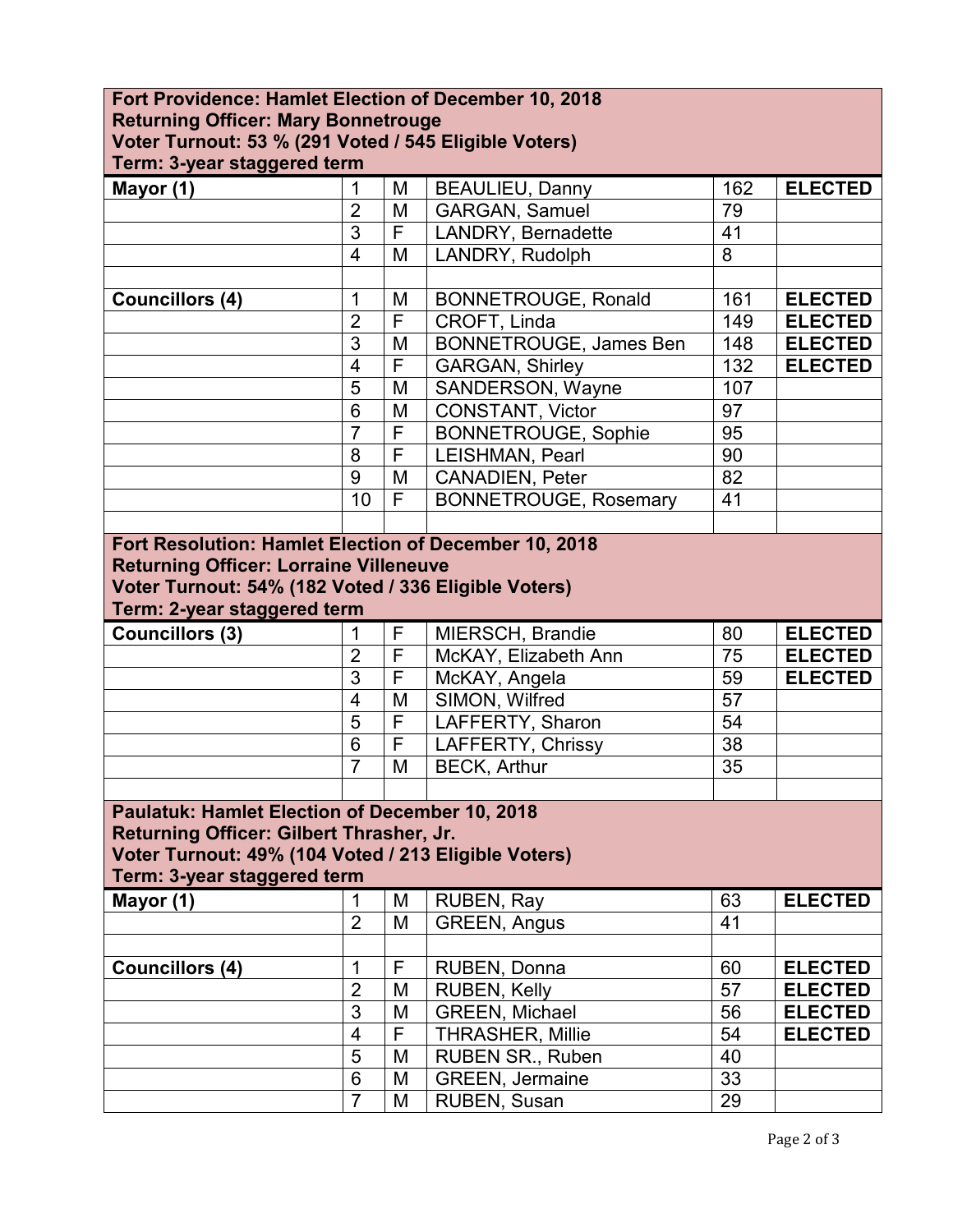**Fort Providence: Hamlet Election of December 10, 2018**
**Returning Officer: Mary Bonnetrouge**
**Voter Turnout: 53 % (291 Voted / 545 Eligible Voters)**
**Term: 3-year staggered term**

| | | | | | |
|---|---|---|---|---|---|
| **Mayor (1)** | 1 | M | BEAULIEU, Danny | 162 | **ELECTED** |
| | 2 | M | GARGAN, Samuel | 79 | |
| | 3 | F | LANDRY, Bernadette | 41 | |
| | 4 | M | LANDRY, Rudolph | 8 | |
| | | | | | |
| **Councillors (4)** | 1 | M | BONNETROUGE, Ronald | 161 | **ELECTED** |
| | 2 | F | CROFT, Linda | 149 | **ELECTED** |
| | 3 | M | BONNETROUGE, James Ben | 148 | **ELECTED** |
| | 4 | F | GARGAN, Shirley | 132 | **ELECTED** |
| | 5 | M | SANDERSON, Wayne | 107 | |
| | 6 | M | CONSTANT, Victor | 97 | |
| | 7 | F | BONNETROUGE, Sophie | 95 | |
| | 8 | F | LEISHMAN, Pearl | 90 | |
| | 9 | M | CANADIEN, Peter | 82 | |
| | 10 | F | BONNETROUGE, Rosemary | 41 | |

**Fort Resolution: Hamlet Election of December 10, 2018**
**Returning Officer: Lorraine Villeneuve**
**Voter Turnout: 54% (182 Voted / 336 Eligible Voters)**
**Term: 2-year staggered term**

| | | | | | |
|---|---|---|---|---|---|
| **Councillors (3)** | 1 | F | MIERSCH, Brandie | 80 | **ELECTED** |
| | 2 | F | McKAY, Elizabeth Ann | 75 | **ELECTED** |
| | 3 | F | McKAY, Angela | 59 | **ELECTED** |
| | 4 | M | SIMON, Wilfred | 57 | |
| | 5 | F | LAFFERTY, Sharon | 54 | |
| | 6 | F | LAFFERTY, Chrissy | 38 | |
| | 7 | M | BECK, Arthur | 35 | |

**Paulatuk: Hamlet Election of December 10, 2018**
**Returning Officer: Gilbert Thrasher, Jr.**
**Voter Turnout: 49% (104 Voted / 213 Eligible Voters)**
**Term: 3-year staggered term**

| | | | | | |
|---|---|---|---|---|---|
| **Mayor (1)** | 1 | M | RUBEN, Ray | 63 | **ELECTED** |
| | 2 | M | GREEN, Angus | 41 | |
| | | | | | |
| **Councillors (4)** | 1 | F | RUBEN, Donna | 60 | **ELECTED** |
| | 2 | M | RUBEN, Kelly | 57 | **ELECTED** |
| | 3 | M | GREEN, Michael | 56 | **ELECTED** |
| | 4 | F | THRASHER, Millie | 54 | **ELECTED** |
| | 5 | M | RUBEN SR., Ruben | 40 | |
| | 6 | M | GREEN, Jermaine | 33 | |
| | 7 | M | RUBEN, Susan | 29 | |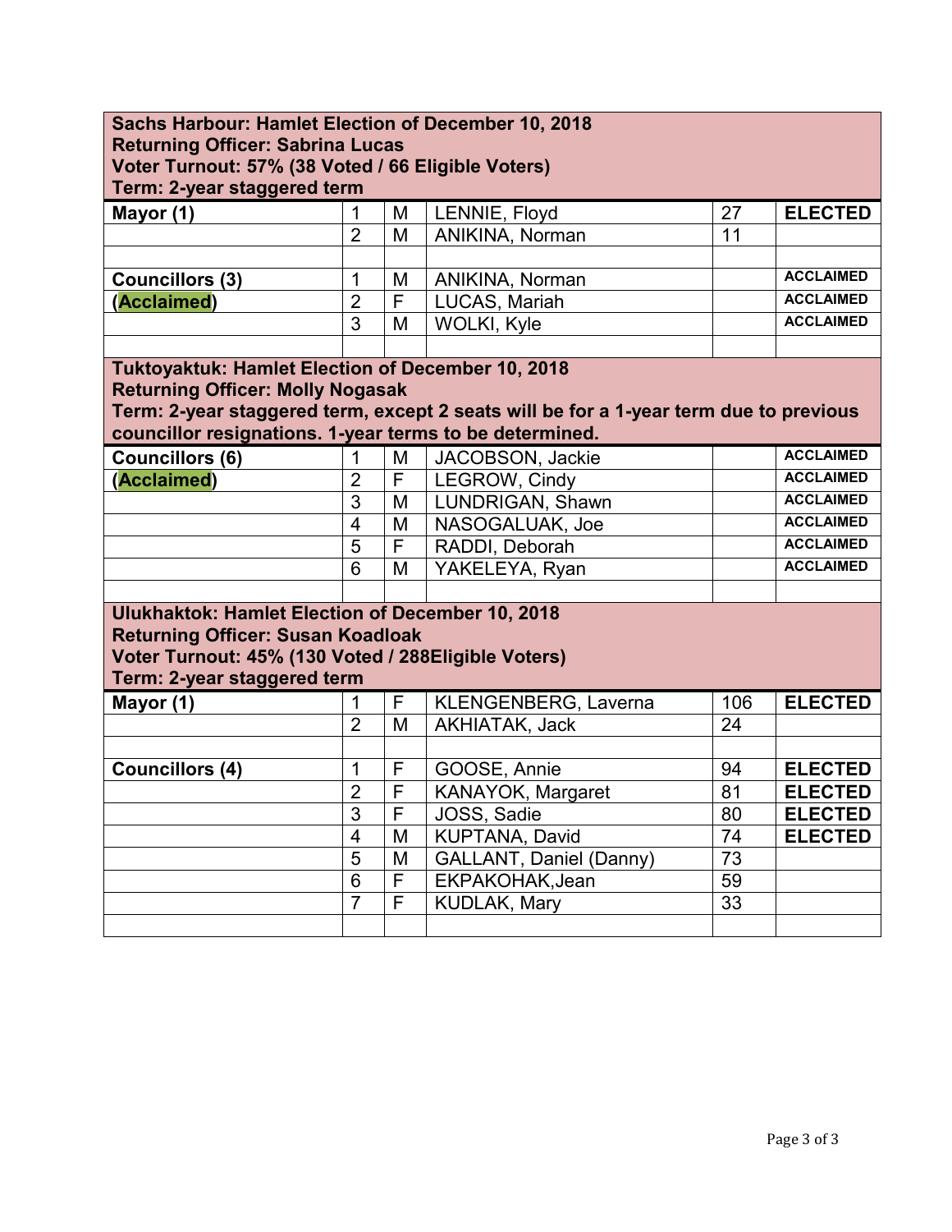| Sachs Harbour: Hamlet Election of December 10, 2018<br>Returning Officer: Sabrina Lucas<br>Voter Turnout: 57% (38 Voted / 66 Eligible Voters)<br>Term: 2-year staggered term | | | | | |
|---|---|---|---|---|---|
| **Mayor (1)** | 1 | M | LENNIE, Floyd | 27 | **ELECTED** |
| | 2 | M | ANIKINA, Norman | 11 | |
| | | | | | |
| **Councillors (3)** | 1 | M | ANIKINA, Norman | | **ACCLAIMED** |
| **(Acclaimed)** | 2 | F | LUCAS, Mariah | | **ACCLAIMED** |
| | 3 | M | WOLKI, Kyle | | **ACCLAIMED** |
| | | | | | |
| **Tuktoyaktuk: Hamlet Election of December 10, 2018<br>Returning Officer: Molly Nogasak<br>Term: 2-year staggered term, except 2 seats will be for a 1-year term due to previous councillor resignations. 1-year terms to be determined.** | | | | | |
| **Councillors (6)** | 1 | M | JACOBSON, Jackie | | **ACCLAIMED** |
| **(Acclaimed)** | 2 | F | LEGROW, Cindy | | **ACCLAIMED** |
| | 3 | M | LUNDRIGAN, Shawn | | **ACCLAIMED** |
| | 4 | M | NASOGALUAK, Joe | | **ACCLAIMED** |
| | 5 | F | RADDI, Deborah | | **ACCLAIMED** |
| | 6 | M | YAKELEYA, Ryan | | **ACCLAIMED** |
| | | | | | |
| **Ulukhaktok: Hamlet Election of December 10, 2018<br>Returning Officer: Susan Koadloak<br>Voter Turnout: 45% (130 Voted / 288Eligible Voters)<br>Term: 2-year staggered term** | | | | | |
| **Mayor (1)** | 1 | F | KLENGENBERG, Laverna | 106 | **ELECTED** |
| | 2 | M | AKHIATAK, Jack | 24 | |
| | | | | | |
| **Councillors (4)** | 1 | F | GOOSE, Annie | 94 | **ELECTED** |
| | 2 | F | KANAYOK, Margaret | 81 | **ELECTED** |
| | 3 | F | JOSS, Sadie | 80 | **ELECTED** |
| | 4 | M | KUPTANA, David | 74 | **ELECTED** |
| | 5 | M | GALLANT, Daniel (Danny) | 73 | |
| | 6 | F | EKPAKOHAK,Jean | 59 | |
| | 7 | F | KUDLAK, Mary | 33 | |